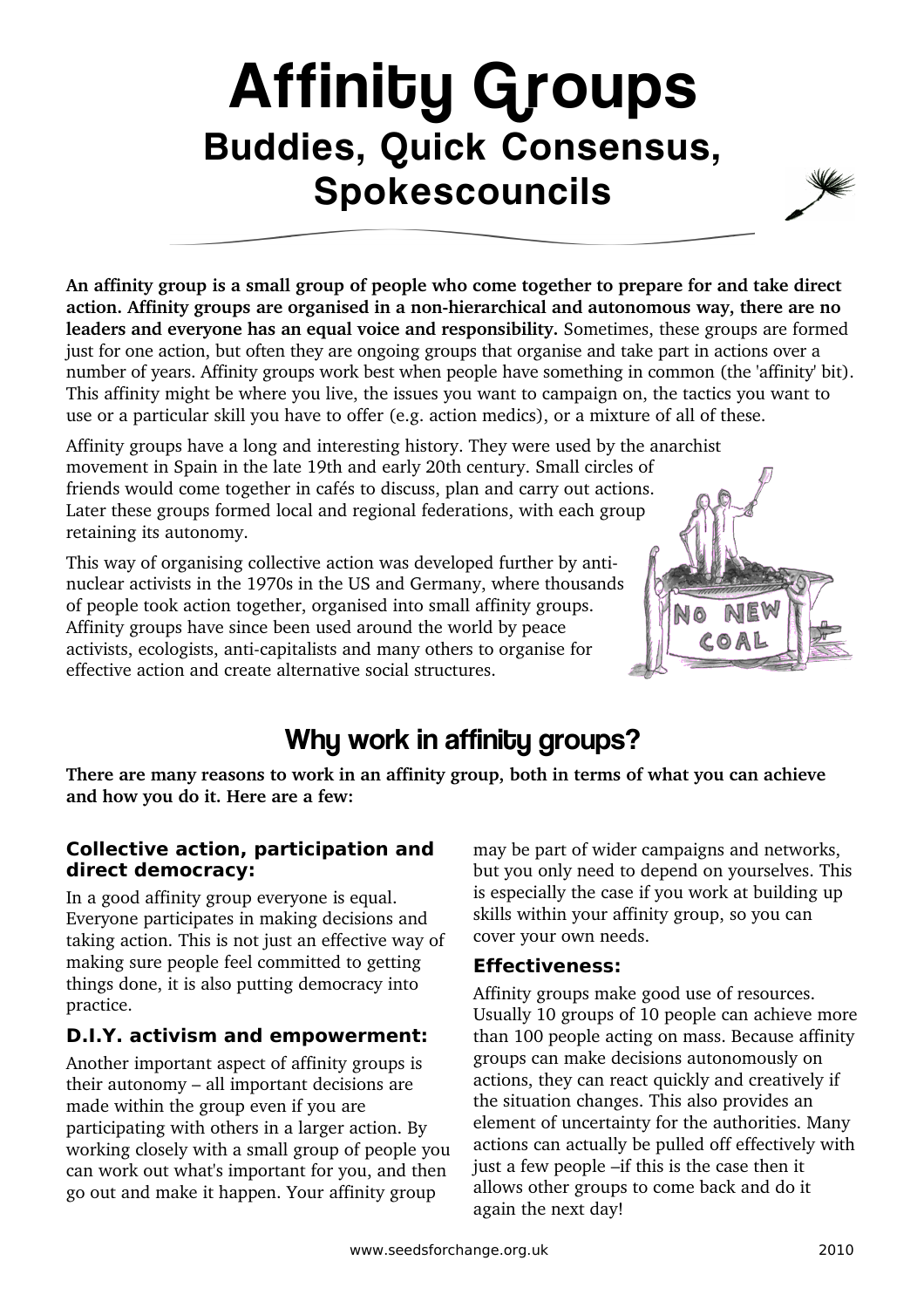# Affinity Groups

## Buddies, Quick Consensus, Spokescouncils

**An affinity group is a small group of people who come together to prepare for and take direct action. Affinity groups are organised in a non-hierarchical and autonomous way, there are no leaders and everyone has an equal voice and responsibility.** Sometimes, these groups are formed just for one action, but often they are ongoing groups that organise and take part in actions over a number of years. Affinity groups work best when people have something in common (the 'affinity' bit). This affinity might be where you live, the issues you want to campaign on, the tactics you want to use or a particular skill you have to offer (e.g. action medics), or a mixture of all of these.

Affinity groups have a long and interesting history. They were used by the anarchist movement in Spain in the late 19th and early 20th century. Small circles of friends would come together in cafés to discuss, plan and carry out actions. Later these groups formed local and regional federations, with each group retaining its autonomy.

This way of organising collective action was developed further by anti-nuclear activists in the 1970s in the US and Germany, where thousands of people took action together, organised into small affinity groups. Affinity groups have since been used around the world by peace activists, ecologists, anti-capitalists and many others to organise for effective action and create alternative social structures.

## Why work in affinity groups?

**There are many reasons to work in an affinity group, both in terms of what you can achieve and how you do it. Here are a few:**

### Collective action, participation and direct democracy:

In a good affinity group everyone is equal. Everyone participates in making decisions and taking action. This is not just an effective way of making sure people feel committed to getting things done, it is also putting democracy into practice.

### D.I.Y. activism and empowerment:

Another important aspect of affinity groups is their autonomy – all important decisions are made within the group even if you are participating with others in a larger action. By working closely with a small group of people you can work out what's important for you, and then go out and make it happen. Your affinity group may be part of wider campaigns and networks, but you only need to depend on yourselves. This is especially the case if you work at building up skills within your affinity group, so you can cover your own needs.

### Effectiveness:

Affinity groups make good use of resources. Usually 10 groups of 10 people can achieve more than 100 people acting on mass. Because affinity groups can make decisions autonomously on actions, they can react quickly and creatively if the situation changes. This also provides an element of uncertainty for the authorities. Many actions can actually be pulled off effectively with just a few people –if this is the case then it allows other groups to come back and do it again the next day!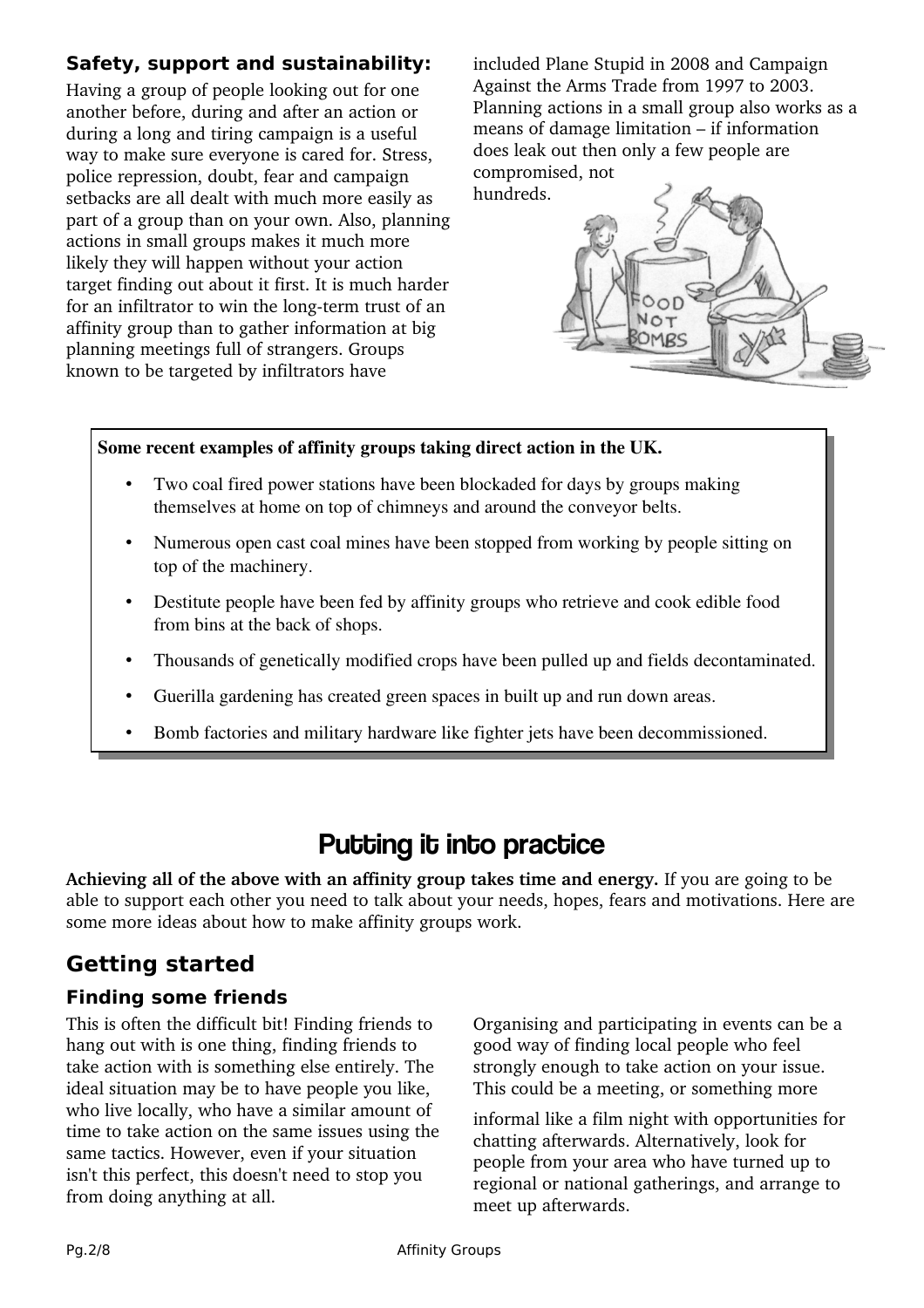### Safety, support and sustainability:

Having a group of people looking out for one another before, during and after an action or during a long and tiring campaign is a useful way to make sure everyone is cared for. Stress, police repression, doubt, fear and campaign setbacks are all dealt with much more easily as part of a group than on your own. Also, planning actions in small groups makes it much more likely they will happen without your action target finding out about it first. It is much harder for an infiltrator to win the long-term trust of an affinity group than to gather information at big planning meetings full of strangers. Groups known to be targeted by infiltrators have included Plane Stupid in 2008 and Campaign Against the Arms Trade from 1997 to 2003. Planning actions in a small group also works as a means of damage limitation – if information does leak out then only a few people are compromised, not hundreds.

**Some recent examples of affinity groups taking direct action in the UK.**

- Two coal fired power stations have been blockaded for days by groups making themselves at home on top of chimneys and around the conveyor belts.
- Numerous open cast coal mines have been stopped from working by people sitting on top of the machinery.
- Destitute people have been fed by affinity groups who retrieve and cook edible food from bins at the back of shops.
- Thousands of genetically modified crops have been pulled up and fields decontaminated.
- Guerilla gardening has created green spaces in built up and run down areas.
- Bomb factories and military hardware like fighter jets have been decommissioned.

# Putting it into practice

**Achieving all of the above with an affinity group takes time and energy.** If you are going to be able to support each other you need to talk about your needs, hopes, fears and motivations. Here are some more ideas about how to make affinity groups work.

## Getting started

### Finding some friends

This is often the difficult bit! Finding friends to hang out with is one thing, finding friends to take action with is something else entirely. The ideal situation may be to have people you like, who live locally, who have a similar amount of time to take action on the same issues using the same tactics. However, even if your situation isn't this perfect, this doesn't need to stop you from doing anything at all.

Organising and participating in events can be a good way of finding local people who feel strongly enough to take action on your issue. This could be a meeting, or something more informal like a film night with opportunities for chatting afterwards. Alternatively, look for people from your area who have turned up to regional or national gatherings, and arrange to meet up afterwards.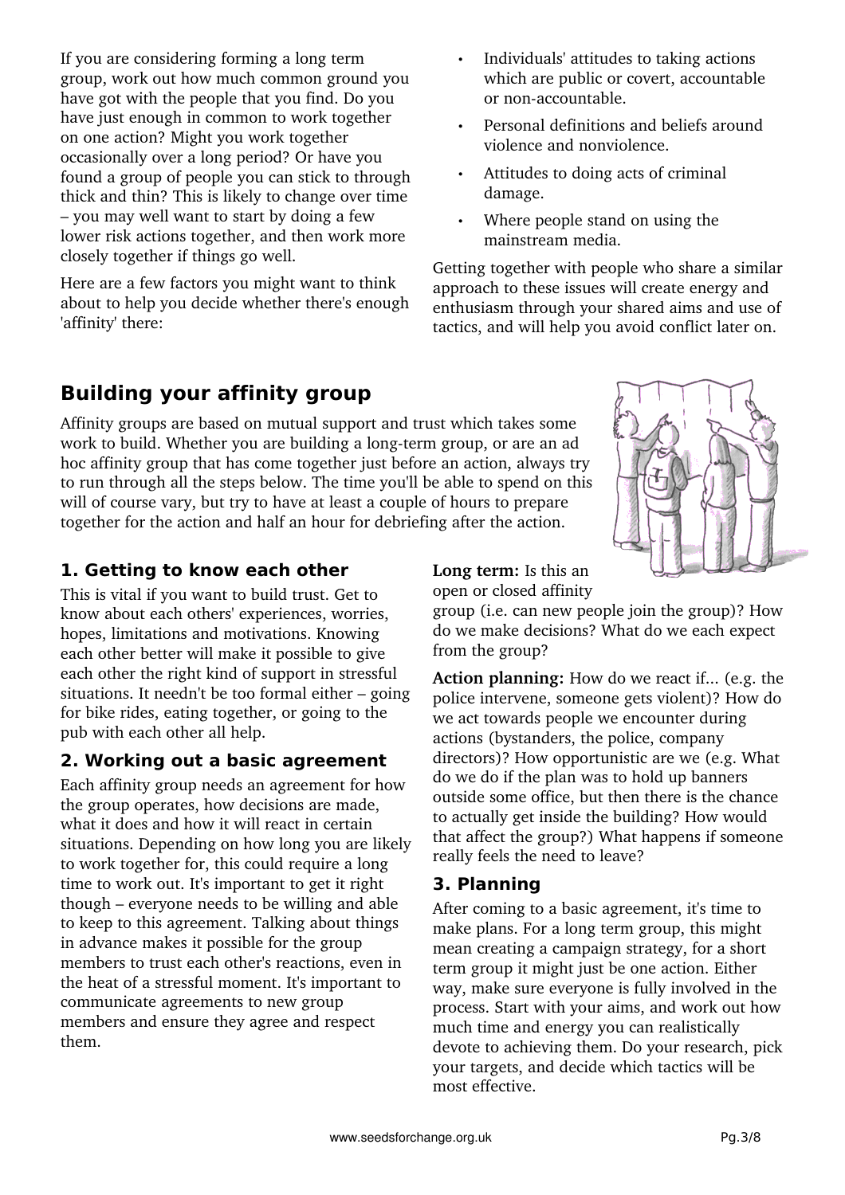If you are considering forming a long term group, work out how much common ground you have got with the people that you find. Do you have just enough in common to work together on one action? Might you work together occasionally over a long period? Or have you found a group of people you can stick to through thick and thin? This is likely to change over time – you may well want to start by doing a few lower risk actions together, and then work more closely together if things go well.

Here are a few factors you might want to think about to help you decide whether there's enough 'affinity' there:

- Individuals' attitudes to taking actions which are public or covert, accountable or non-accountable.
- Personal definitions and beliefs around violence and nonviolence.
- Attitudes to doing acts of criminal damage.
- Where people stand on using the mainstream media.

Getting together with people who share a similar approach to these issues will create energy and enthusiasm through your shared aims and use of tactics, and will help you avoid conflict later on.

## Building your affinity group

Affinity groups are based on mutual support and trust which takes some work to build. Whether you are building a long-term group, or are an ad hoc affinity group that has come together just before an action, always try to run through all the steps below. The time you'll be able to spend on this will of course vary, but try to have at least a couple of hours to prepare together for the action and half an hour for debriefing after the action.

### 1. Getting to know each other

This is vital if you want to build trust. Get to know about each others' experiences, worries, hopes, limitations and motivations. Knowing each other better will make it possible to give each other the right kind of support in stressful situations. It needn't be too formal either – going for bike rides, eating together, or going to the pub with each other all help.

### 2. Working out a basic agreement

Each affinity group needs an agreement for how the group operates, how decisions are made, what it does and how it will react in certain situations. Depending on how long you are likely to work together for, this could require a long time to work out. It's important to get it right though – everyone needs to be willing and able to keep to this agreement. Talking about things in advance makes it possible for the group members to trust each other's reactions, even in the heat of a stressful moment. It's important to communicate agreements to new group members and ensure they agree and respect them.

**Long term:** Is this an open or closed affinity group (i.e. can new people join the group)? How do we make decisions? What do we each expect from the group?

**Action planning:** How do we react if... (e.g. the police intervene, someone gets violent)? How do we act towards people we encounter during actions (bystanders, the police, company directors)? How opportunistic are we (e.g. What do we do if the plan was to hold up banners outside some office, but then there is the chance to actually get inside the building? How would that affect the group?) What happens if someone really feels the need to leave?

### 3. Planning

After coming to a basic agreement, it's time to make plans. For a long term group, this might mean creating a campaign strategy, for a short term group it might just be one action. Either way, make sure everyone is fully involved in the process. Start with your aims, and work out how much time and energy you can realistically devote to achieving them. Do your research, pick your targets, and decide which tactics will be most effective.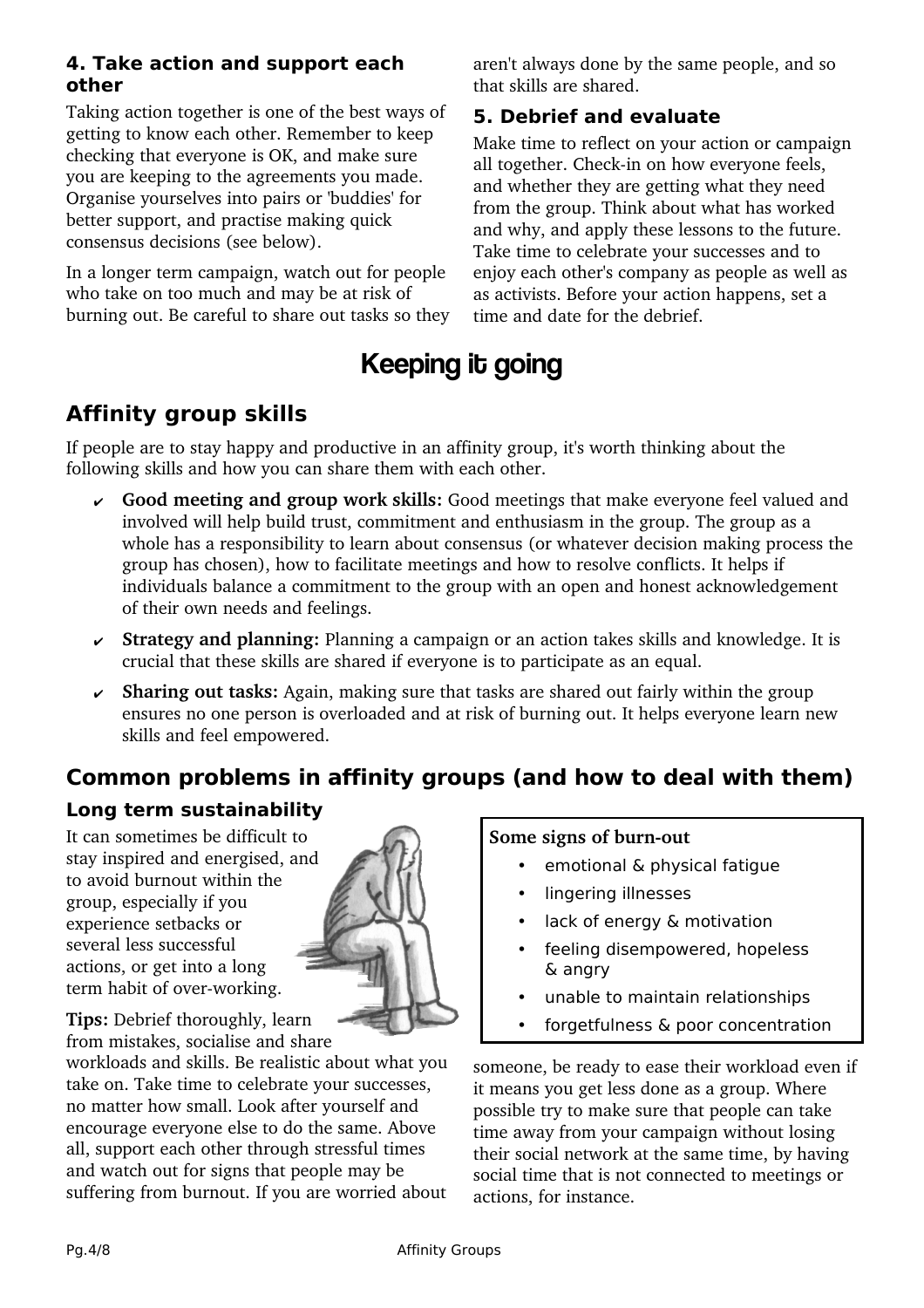### 4. Take action and support each other

Taking action together is one of the best ways of getting to know each other. Remember to keep checking that everyone is OK, and make sure you are keeping to the agreements you made. Organise yourselves into pairs or 'buddies' for better support, and practise making quick consensus decisions (see below).

In a longer term campaign, watch out for people who take on too much and may be at risk of burning out. Be careful to share out tasks so they aren't always done by the same people, and so that skills are shared.

### 5. Debrief and evaluate

Make time to reflect on your action or campaign all together. Check-in on how everyone feels, and whether they are getting what they need from the group. Think about what has worked and why, and apply these lessons to the future. Take time to celebrate your successes and to enjoy each other's company as people as well as as activists. Before your action happens, set a time and date for the debrief.

# Keeping it going

## Affinity group skills

If people are to stay happy and productive in an affinity group, it's worth thinking about the following skills and how you can share them with each other.

- ✔ **Good meeting and group work skills:** Good meetings that make everyone feel valued and involved will help build trust, commitment and enthusiasm in the group. The group as a whole has a responsibility to learn about consensus (or whatever decision making process the group has chosen), how to facilitate meetings and how to resolve conflicts. It helps if individuals balance a commitment to the group with an open and honest acknowledgement of their own needs and feelings.
- ✔ **Strategy and planning:** Planning a campaign or an action takes skills and knowledge. It is crucial that these skills are shared if everyone is to participate as an equal.
- ✔ **Sharing out tasks:** Again, making sure that tasks are shared out fairly within the group ensures no one person is overloaded and at risk of burning out. It helps everyone learn new skills and feel empowered.

## Common problems in affinity groups (and how to deal with them)

### Long term sustainability

It can sometimes be difficult to stay inspired and energised, and to avoid burnout within the group, especially if you experience setbacks or several less successful actions, or get into a long term habit of over-working.

**Tips:** Debrief thoroughly, learn from mistakes, socialise and share workloads and skills. Be realistic about what you take on. Take time to celebrate your successes, no matter how small. Look after yourself and encourage everyone else to do the same. Above all, support each other through stressful times and watch out for signs that people may be suffering from burnout. If you are worried about someone, be ready to ease their workload even if it means you get less done as a group. Where possible try to make sure that people can take time away from your campaign without losing their social network at the same time, by having social time that is not connected to meetings or actions, for instance.

**Some signs of burn-out**

- emotional & physical fatigue
- lingering illnesses
- lack of energy & motivation
- feeling disempowered, hopeless & angry
- unable to maintain relationships
- forgetfulness & poor concentration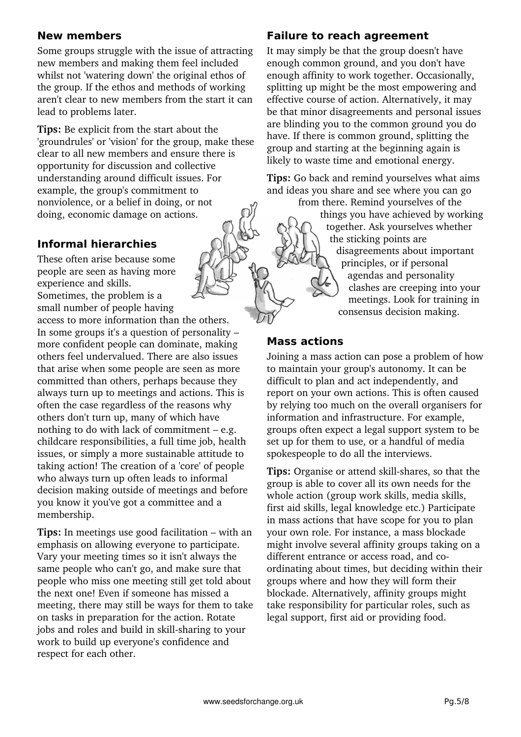## New members

Some groups struggle with the issue of attracting new members and making them feel included whilst not 'watering down' the original ethos of the group. If the ethos and methods of working aren't clear to new members from the start it can lead to problems later.

**Tips:** Be explicit from the start about the 'groundrules' or 'vision' for the group, make these clear to all new members and ensure there is opportunity for discussion and collective understanding around difficult issues. For example, the group's commitment to nonviolence, or a belief in doing, or not doing, economic damage on actions.

## Informal hierarchies

These often arise because some people are seen as having more experience and skills. Sometimes, the problem is a small number of people having access to more information than the others. In some groups it's a question of personality – more confident people can dominate, making others feel undervalued. There are also issues that arise when some people are seen as more committed than others, perhaps because they always turn up to meetings and actions. This is often the case regardless of the reasons why others don't turn up, many of which have nothing to do with lack of commitment – e.g. childcare responsibilities, a full time job, health issues, or simply a more sustainable attitude to taking action! The creation of a 'core' of people who always turn up often leads to informal decision making outside of meetings and before you know it you've got a committee and a membership.

**Tips:** In meetings use good facilitation – with an emphasis on allowing everyone to participate. Vary your meeting times so it isn't always the same people who can't go, and make sure that people who miss one meeting still get told about the next one! Even if someone has missed a meeting, there may still be ways for them to take on tasks in preparation for the action. Rotate jobs and roles and build in skill-sharing to your work to build up everyone's confidence and respect for each other.

## Failure to reach agreement

It may simply be that the group doesn't have enough common ground, and you don't have enough affinity to work together. Occasionally, splitting up might be the most empowering and effective course of action. Alternatively, it may be that minor disagreements and personal issues are blinding you to the common ground you do have. If there is common ground, splitting the group and starting at the beginning again is likely to waste time and emotional energy.

**Tips:** Go back and remind yourselves what aims and ideas you share and see where you can go from there. Remind yourselves of the things you have achieved by working together. Ask yourselves whether the sticking points are disagreements about important principles, or if personal agendas and personality clashes are creeping into your meetings. Look for training in consensus decision making.

## Mass actions

Joining a mass action can pose a problem of how to maintain your group's autonomy. It can be difficult to plan and act independently, and report on your own actions. This is often caused by relying too much on the overall organisers for information and infrastructure. For example, groups often expect a legal support system to be set up for them to use, or a handful of media spokespeople to do all the interviews.

**Tips:** Organise or attend skill-shares, so that the group is able to cover all its own needs for the whole action (group work skills, media skills, first aid skills, legal knowledge etc.) Participate in mass actions that have scope for you to plan your own role. For instance, a mass blockade might involve several affinity groups taking on a different entrance or access road, and co-ordinating about times, but deciding within their groups where and how they will form their blockade. Alternatively, affinity groups might take responsibility for particular roles, such as legal support, first aid or providing food.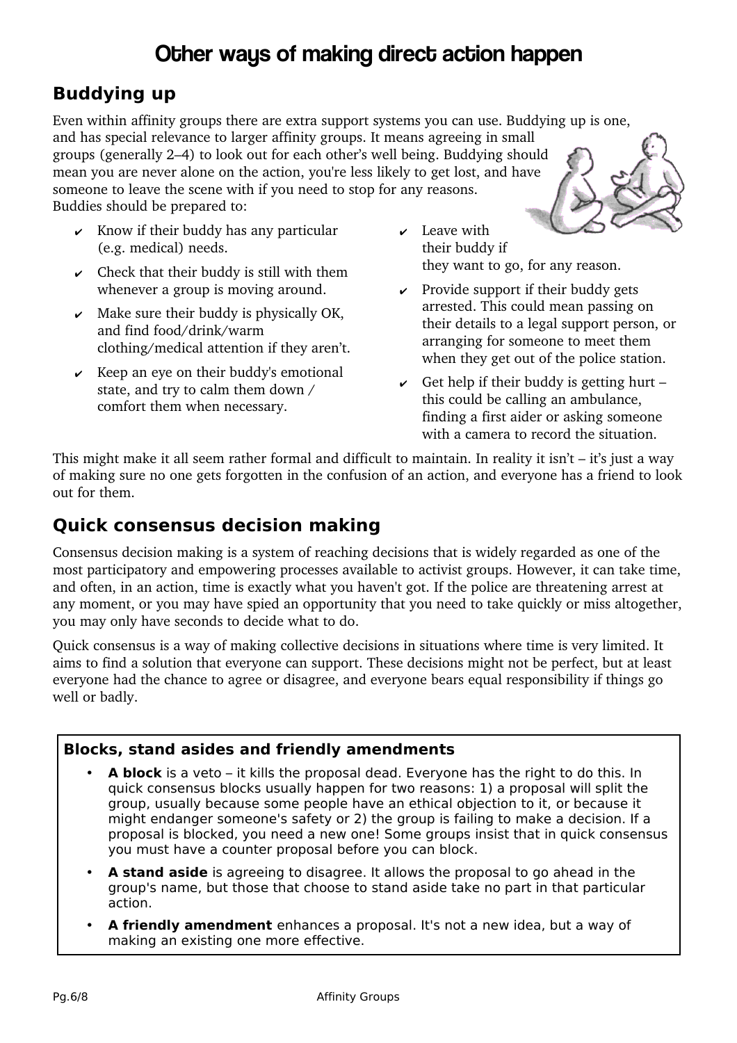# Other ways of making direct action happen

## Buddying up

Even within affinity groups there are extra support systems you can use. Buddying up is one, and has special relevance to larger affinity groups. It means agreeing in small groups (generally 2–4) to look out for each other's well being. Buddying should mean you are never alone on the action, you're less likely to get lost, and have someone to leave the scene with if you need to stop for any reasons. Buddies should be prepared to:

- ✔ Know if their buddy has any particular (e.g. medical) needs.
- ✔ Check that their buddy is still with them whenever a group is moving around.
- ✔ Make sure their buddy is physically OK, and find food/drink/warm clothing/medical attention if they aren't.
- ✔ Keep an eye on their buddy's emotional state, and try to calm them down / comfort them when necessary.
- ✔ Leave with their buddy if they want to go, for any reason.
- ✔ Provide support if their buddy gets arrested. This could mean passing on their details to a legal support person, or arranging for someone to meet them when they get out of the police station.
- ✔ Get help if their buddy is getting hurt – this could be calling an ambulance, finding a first aider or asking someone with a camera to record the situation.

This might make it all seem rather formal and difficult to maintain. In reality it isn't – it's just a way of making sure no one gets forgotten in the confusion of an action, and everyone has a friend to look out for them.

## Quick consensus decision making

Consensus decision making is a system of reaching decisions that is widely regarded as one of the most participatory and empowering processes available to activist groups. However, it can take time, and often, in an action, time is exactly what you haven't got. If the police are threatening arrest at any moment, or you may have spied an opportunity that you need to take quickly or miss altogether, you may only have seconds to decide what to do.

Quick consensus is a way of making collective decisions in situations where time is very limited. It aims to find a solution that everyone can support. These decisions might not be perfect, but at least everyone had the chance to agree or disagree, and everyone bears equal responsibility if things go well or badly.

### Blocks, stand asides and friendly amendments

- **A block** is a veto – it kills the proposal dead. Everyone has the right to do this. In quick consensus blocks usually happen for two reasons: 1) a proposal will split the group, usually because some people have an ethical objection to it, or because it might endanger someone's safety or 2) the group is failing to make a decision. If a proposal is blocked, you need a new one! Some groups insist that in quick consensus you must have a counter proposal before you can block.
- **A stand aside** is agreeing to disagree. It allows the proposal to go ahead in the group's name, but those that choose to stand aside take no part in that particular action.
- **A friendly amendment** enhances a proposal. It's not a new idea, but a way of making an existing one more effective.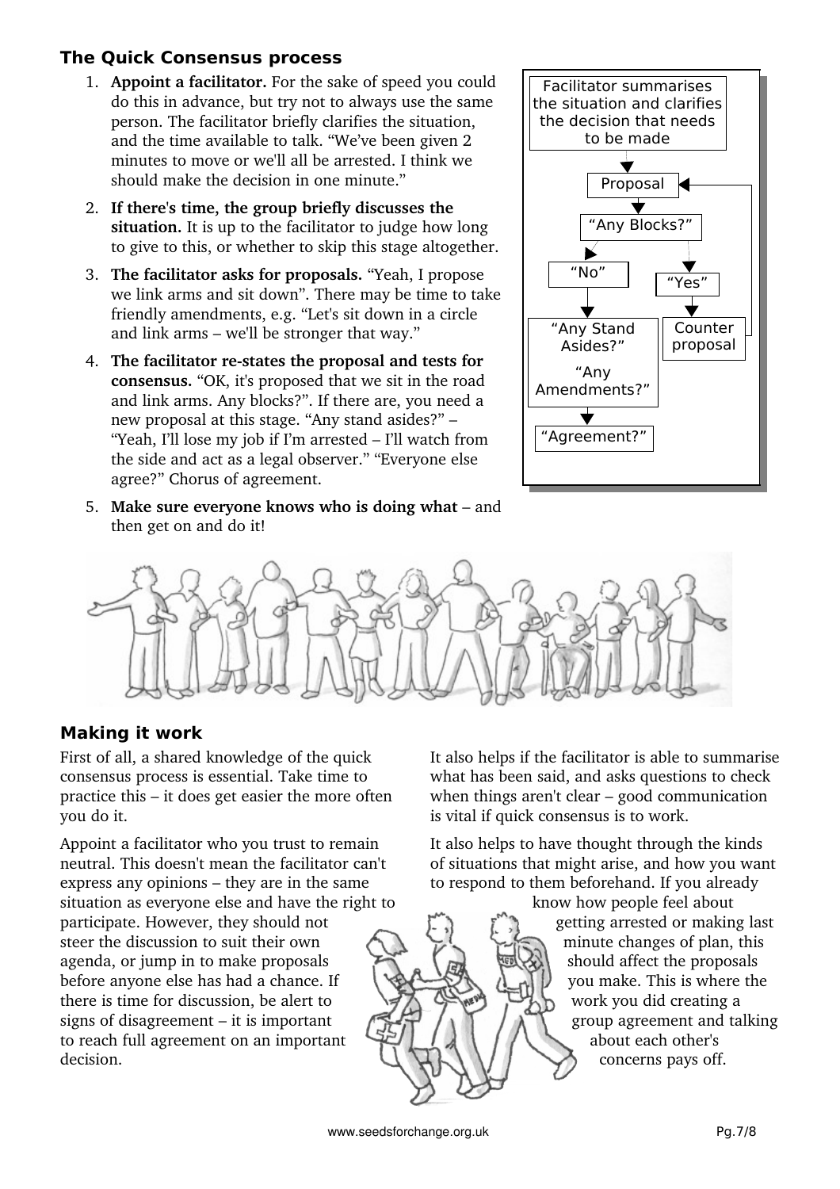### The Quick Consensus process

1. **Appoint a facilitator.** For the sake of speed you could do this in advance, but try not to always use the same person. The facilitator briefly clarifies the situation, and the time available to talk. "We've been given 2 minutes to move or we'll all be arrested. I think we should make the decision in one minute."
2. **If there's time, the group briefly discusses the situation.** It is up to the facilitator to judge how long to give to this, or whether to skip this stage altogether.
3. **The facilitator asks for proposals.** "Yeah, I propose we link arms and sit down". There may be time to take friendly amendments, e.g. "Let's sit down in a circle and link arms – we'll be stronger that way."
4. **The facilitator re-states the proposal and tests for consensus.** "OK, it's proposed that we sit in the road and link arms. Any blocks?". If there are, you need a new proposal at this stage. "Any stand asides?" – "Yeah, I'll lose my job if I'm arrested – I'll watch from the side and act as a legal observer." "Everyone else agree?" Chorus of agreement.
5. **Make sure everyone knows who is doing what** – and then get on and do it!

Facilitator summarises the situation and clarifies the decision that needs to be made

Proposal

"Any Blocks?"

"No" → "Any Stand Asides?" "Any Amendments?" → "Agreement?"

"Yes" → Counter proposal → Proposal

### Making it work

First of all, a shared knowledge of the quick consensus process is essential. Take time to practice this – it does get easier the more often you do it.

Appoint a facilitator who you trust to remain neutral. This doesn't mean the facilitator can't express any opinions – they are in the same situation as everyone else and have the right to participate. However, they should not steer the discussion to suit their own agenda, or jump in to make proposals before anyone else has had a chance. If there is time for discussion, be alert to signs of disagreement – it is important to reach full agreement on an important decision.

It also helps if the facilitator is able to summarise what has been said, and asks questions to check when things aren't clear – good communication is vital if quick consensus is to work.

It also helps to have thought through the kinds of situations that might arise, and how you want to respond to them beforehand. If you already know how people feel about getting arrested or making last minute changes of plan, this should affect the proposals you make. This is where the work you did creating a group agreement and talking about each other's concerns pays off.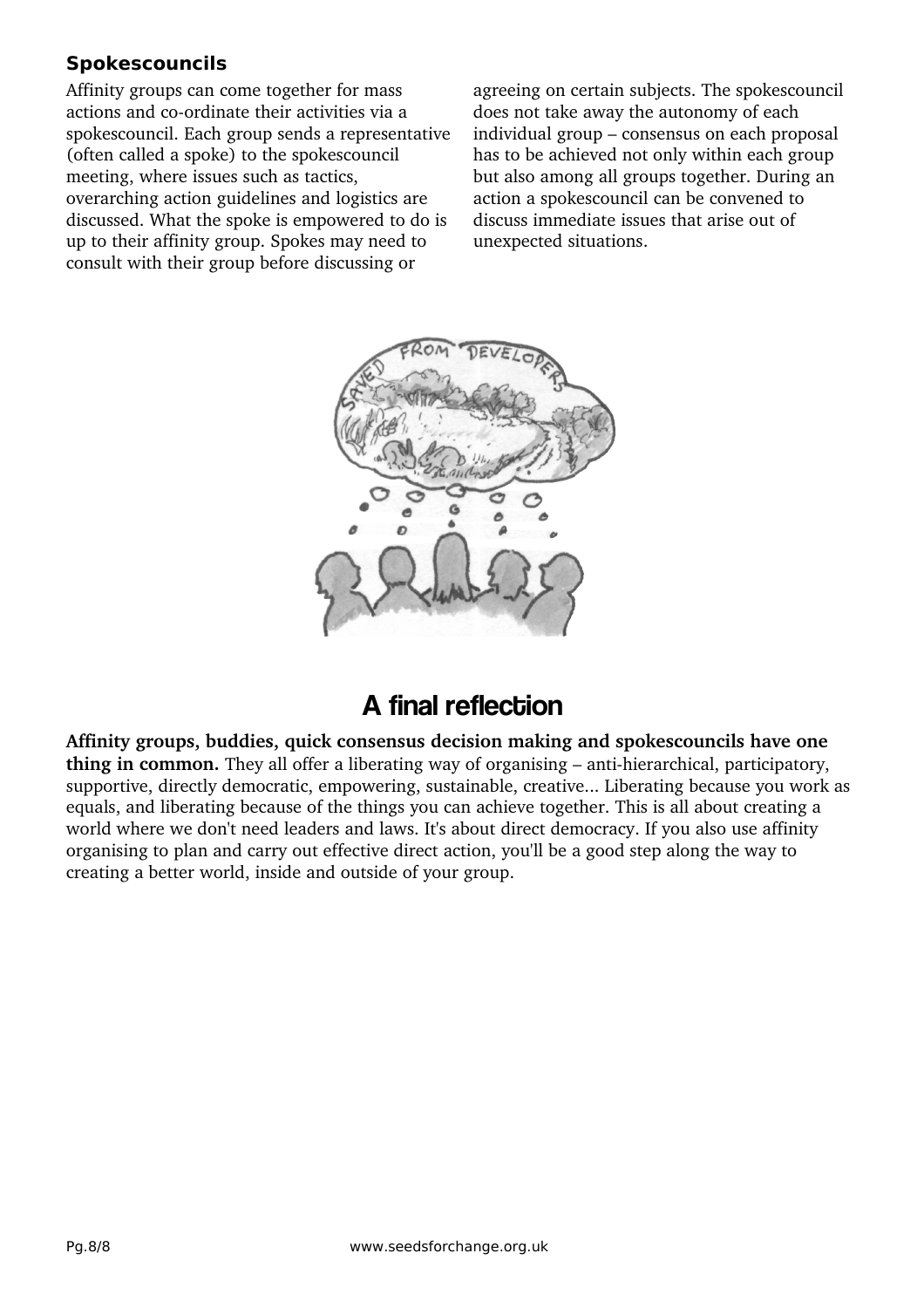### Spokescouncils

Affinity groups can come together for mass actions and co-ordinate their activities via a spokescouncil. Each group sends a representative (often called a spoke) to the spokescouncil meeting, where issues such as tactics, overarching action guidelines and logistics are discussed. What the spoke is empowered to do is up to their affinity group. Spokes may need to consult with their group before discussing or agreeing on certain subjects. The spokescouncil does not take away the autonomy of each individual group – consensus on each proposal has to be achieved not only within each group but also among all groups together. During an action a spokescouncil can be convened to discuss immediate issues that arise out of unexpected situations.

## A final reflection

**Affinity groups, buddies, quick consensus decision making and spokescouncils have one thing in common.** They all offer a liberating way of organising – anti-hierarchical, participatory, supportive, directly democratic, empowering, sustainable, creative... Liberating because you work as equals, and liberating because of the things you can achieve together. This is all about creating a world where we don't need leaders and laws. It's about direct democracy. If you also use affinity organising to plan and carry out effective direct action, you'll be a good step along the way to creating a better world, inside and outside of your group.